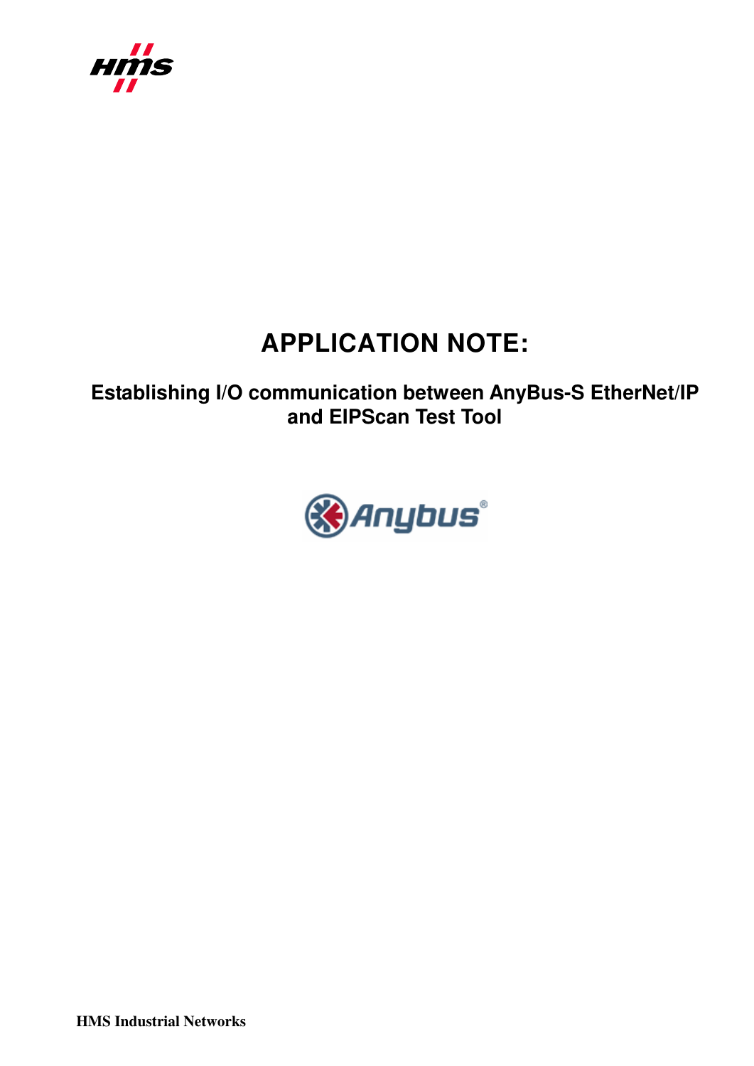# APPLICATION NOTE:

## Establishing I/O communication between AnyBus-S EtherNet/IP and EIPScan Test Tool

HMS Industrial Networks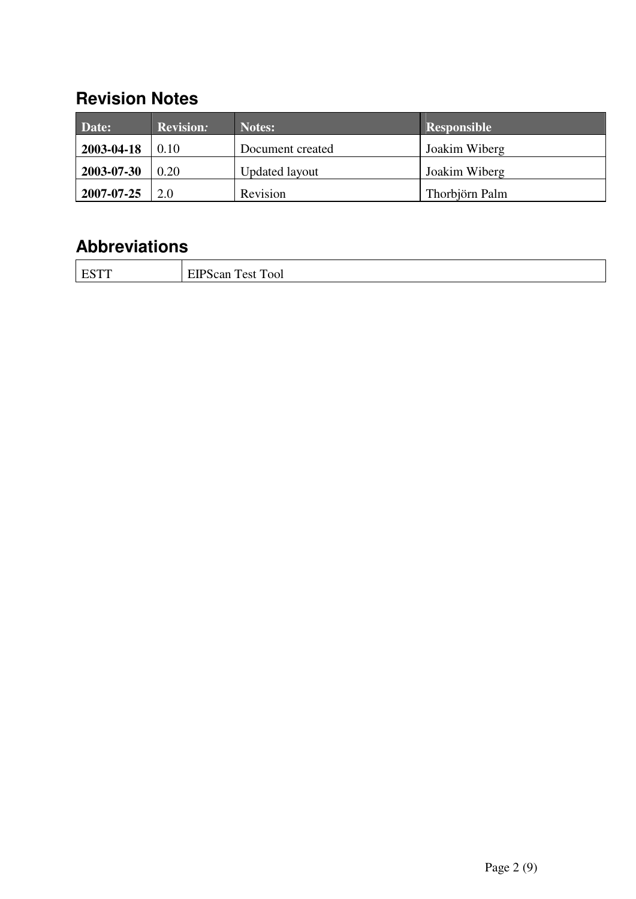## Revision Notes

| Date: | Revision*:* | Notes: | Responsible |
|---|---|---|---|
| **2003-04-18** | 0.10 | Document created | Joakim Wiberg |
| **2003-07-30** | 0.20 | Updated layout | Joakim Wiberg |
| **2007-07-25** | 2.0 | Revision | Thorbjörn Palm |

## Abbreviations

| ESTT | EIPScan Test Tool |
|---|---|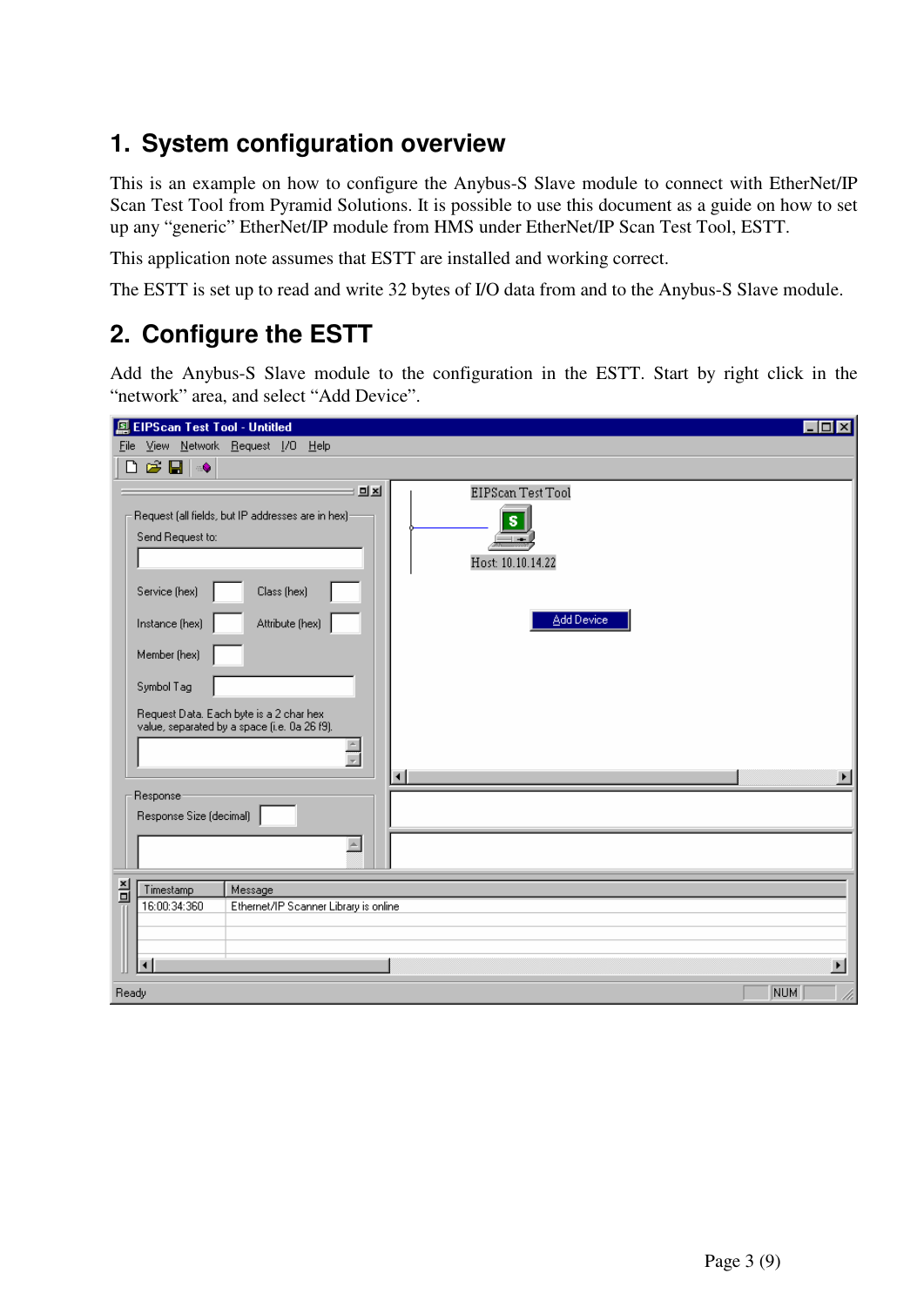# 1. System configuration overview

This is an example on how to configure the Anybus-S Slave module to connect with EtherNet/IP Scan Test Tool from Pyramid Solutions. It is possible to use this document as a guide on how to set up any "generic" EtherNet/IP module from HMS under EtherNet/IP Scan Test Tool, ESTT.

This application note assumes that ESTT are installed and working correct.

The ESTT is set up to read and write 32 bytes of I/O data from and to the Anybus-S Slave module.

# 2. Configure the ESTT

Add the Anybus-S Slave module to the configuration in the ESTT. Start by right click in the "network" area, and select "Add Device".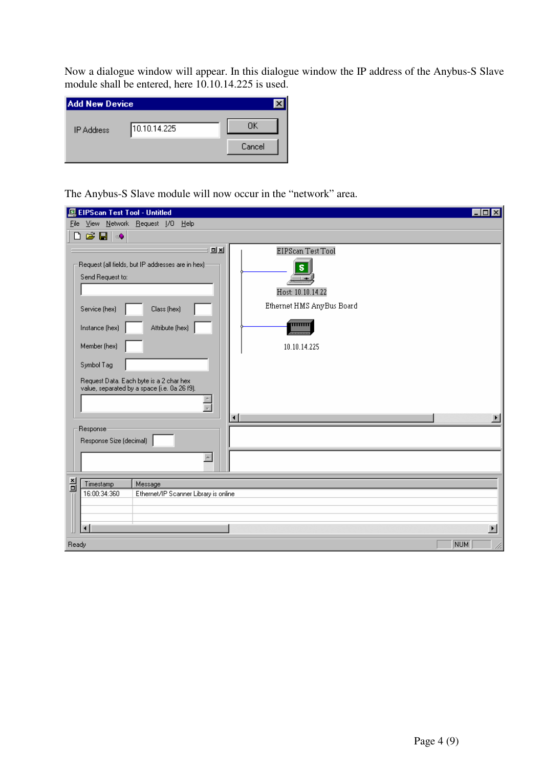Now a dialogue window will appear. In this dialogue window the IP address of the Anybus-S Slave module shall be entered, here 10.10.14.225 is used.

The Anybus-S Slave module will now occur in the "network" area.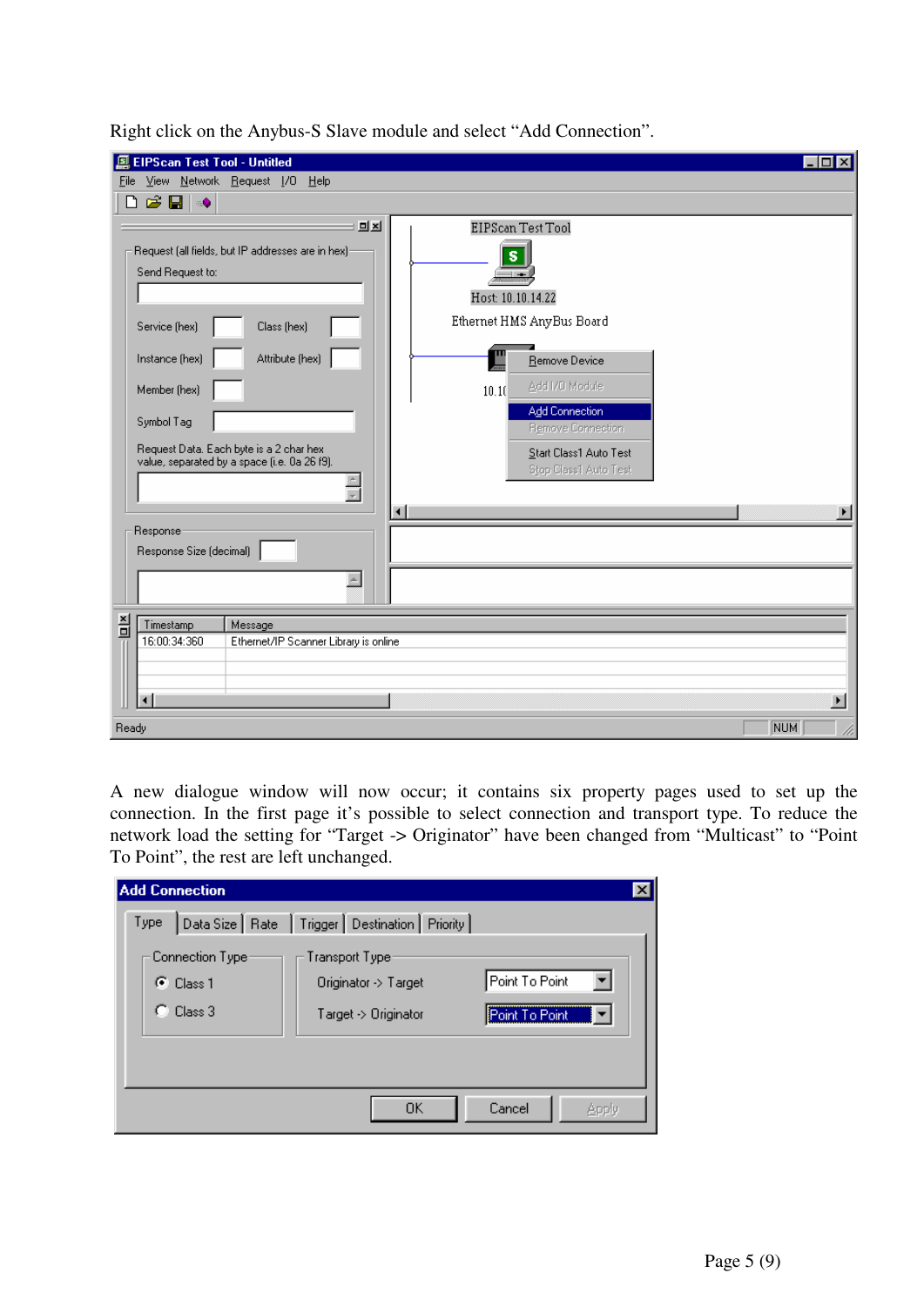Right click on the Anybus-S Slave module and select “Add Connection”.

A new dialogue window will now occur; it contains six property pages used to set up the connection. In the first page it’s possible to select connection and transport type. To reduce the network load the setting for “Target -> Originator” have been changed from “Multicast” to “Point To Point”, the rest are left unchanged.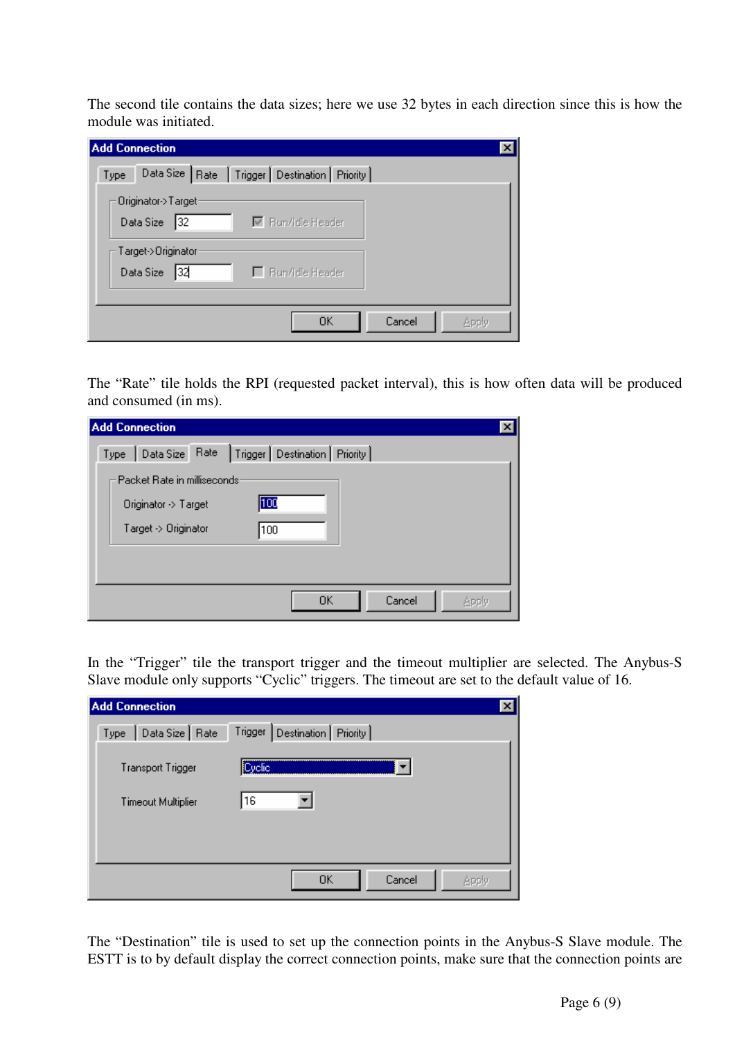The second tile contains the data sizes; here we use 32 bytes in each direction since this is how the module was initiated.

The “Rate” tile holds the RPI (requested packet interval), this is how often data will be produced and consumed (in ms).

In the “Trigger” tile the transport trigger and the timeout multiplier are selected. The Anybus-S Slave module only supports “Cyclic” triggers. The timeout are set to the default value of 16.

The “Destination” tile is used to set up the connection points in the Anybus-S Slave module. The ESTT is to by default display the correct connection points, make sure that the connection points are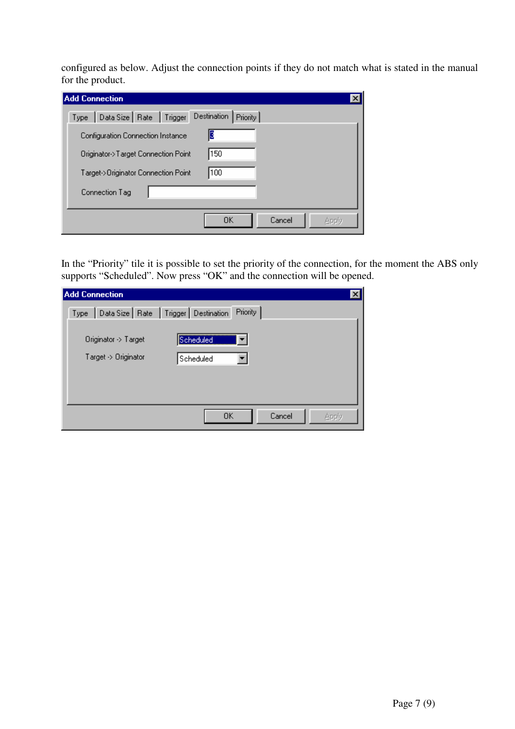configured as below. Adjust the connection points if they do not match what is stated in the manual for the product.

**Add Connection**

Type | Data Size | Rate | Trigger | Destination | Priority

| Field | Value |
|---|---|
| Configuration Connection Instance | 3 |
| Originator->Target Connection Point | 150 |
| Target->Originator Connection Point | 100 |
| Connection Tag | |

OK | Cancel | Apply

In the "Priority" tile it is possible to set the priority of the connection, for the moment the ABS only supports "Scheduled". Now press "OK" and the connection will be opened.

**Add Connection**

Type | Data Size | Rate | Trigger | Destination | Priority

| Field | Value |
|---|---|
| Originator -> Target | Scheduled |
| Target -> Originator | Scheduled |

OK | Cancel | Apply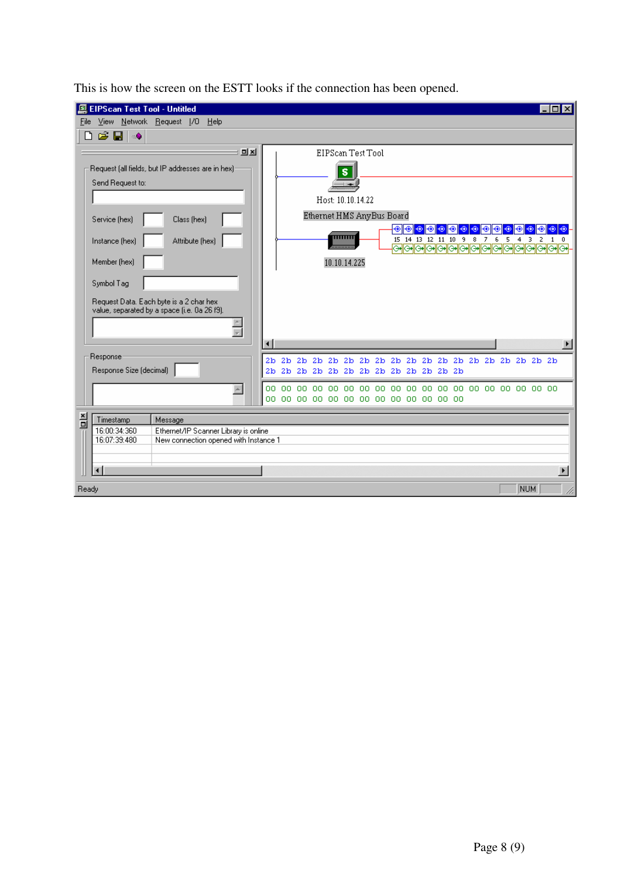This is how the screen on the ESTT looks if the connection has been opened.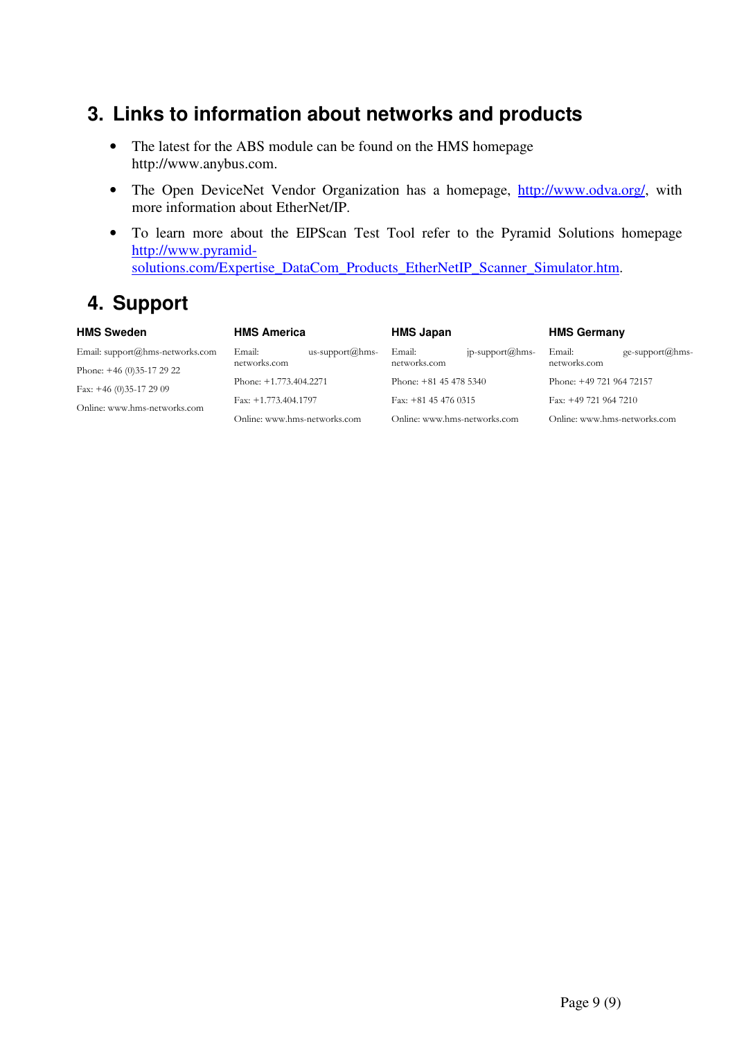# 3. Links to information about networks and products

- The latest for the ABS module can be found on the HMS homepage http://www.anybus.com.
- The Open DeviceNet Vendor Organization has a homepage, http://www.odva.org/, with more information about EtherNet/IP.
- To learn more about the EIPScan Test Tool refer to the Pyramid Solutions homepage http://www.pyramid-solutions.com/Expertise_DataCom_Products_EtherNetIP_Scanner_Simulator.htm.

# 4. Support

**HMS Sweden**

Email: support@hms-networks.com

Phone: +46 (0)35-17 29 22

Fax: +46 (0)35-17 29 09

Online: www.hms-networks.com

**HMS America**

Email: us-support@hms-networks.com

Phone: +1.773.404.2271

Fax: +1.773.404.1797

Online: www.hms-networks.com

**HMS Japan**

Email: jp-support@hms-networks.com

Phone: +81 45 478 5340

Fax: +81 45 476 0315

Online: www.hms-networks.com

**HMS Germany**

Email: ge-support@hms-networks.com

Phone: +49 721 964 72157

Fax: +49 721 964 7210

Online: www.hms-networks.com